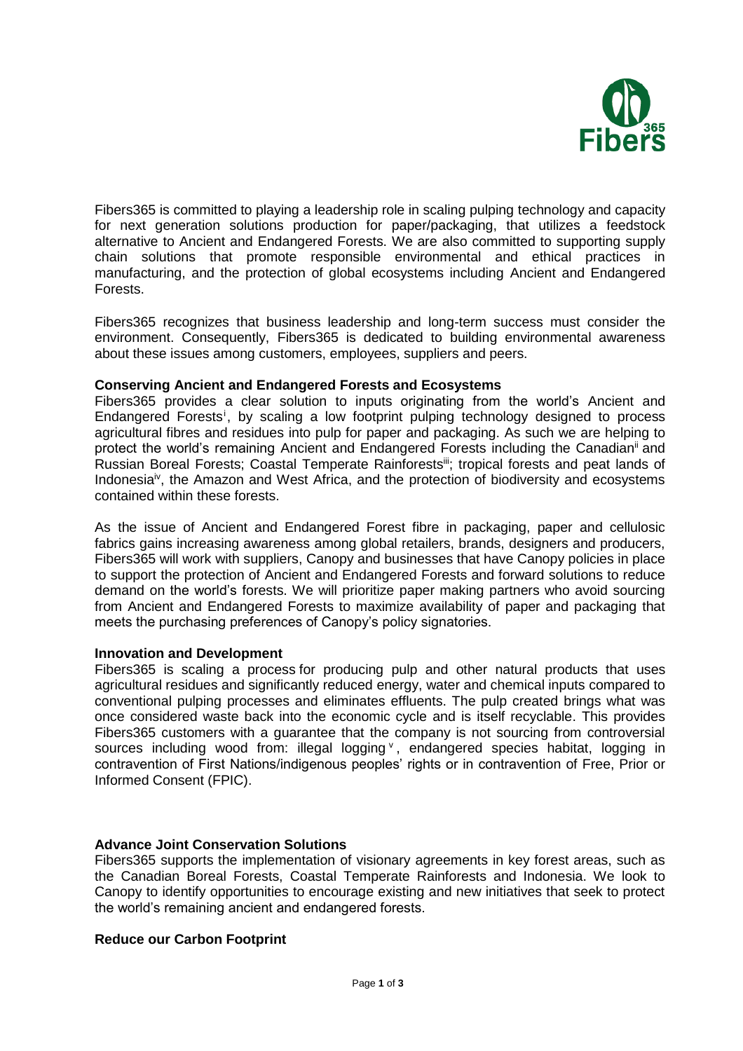Fibers365 is committed to playing a leadership role in scaling pulping technology and capacity for next generation solutions production for paper/packaging, that utilizes a feedstock alternative to Ancient and Endangered Forests. We are also committed to supporting supply chain solutions that promote responsible environmental and ethical practices in manufacturing, and the protection of global ecosystems including Ancient and Endangered Forests.

Fibers365 recognizes that business leadership and long-term success must consider the environment. Consequently, Fibers365 is dedicated to building environmental awareness about these issues among customers, employees, suppliers and peers.

**Conserving Ancient and Endangered Forests and Ecosystems**

Fibers365 provides a clear solution to inputs originating from the world's Ancient and Endangered Forests[i], by scaling a low footprint pulping technology designed to process agricultural fibres and residues into pulp for paper and packaging. As such we are helping to protect the world's remaining Ancient and Endangered Forests including the Canadian[ii] and Russian Boreal Forests; Coastal Temperate Rainforests[iii]; tropical forests and peat lands of Indonesia[iv], the Amazon and West Africa, and the protection of biodiversity and ecosystems contained within these forests.

As the issue of Ancient and Endangered Forest fibre in packaging, paper and cellulosic fabrics gains increasing awareness among global retailers, brands, designers and producers, Fibers365 will work with suppliers, Canopy and businesses that have Canopy policies in place to support the protection of Ancient and Endangered Forests and forward solutions to reduce demand on the world's forests. We will prioritize paper making partners who avoid sourcing from Ancient and Endangered Forests to maximize availability of paper and packaging that meets the purchasing preferences of Canopy's policy signatories.

**Innovation and Development**

Fibers365 is scaling a process for producing pulp and other natural products that uses agricultural residues and significantly reduced energy, water and chemical inputs compared to conventional pulping processes and eliminates effluents. The pulp created brings what was once considered waste back into the economic cycle and is itself recyclable. This provides Fibers365 customers with a guarantee that the company is not sourcing from controversial sources including wood from: illegal logging[v], endangered species habitat, logging in contravention of First Nations/indigenous peoples' rights or in contravention of Free, Prior or Informed Consent (FPIC).

**Advance Joint Conservation Solutions**

Fibers365 supports the implementation of visionary agreements in key forest areas, such as the Canadian Boreal Forests, Coastal Temperate Rainforests and Indonesia. We look to Canopy to identify opportunities to encourage existing and new initiatives that seek to protect the world's remaining ancient and endangered forests.

**Reduce our Carbon Footprint**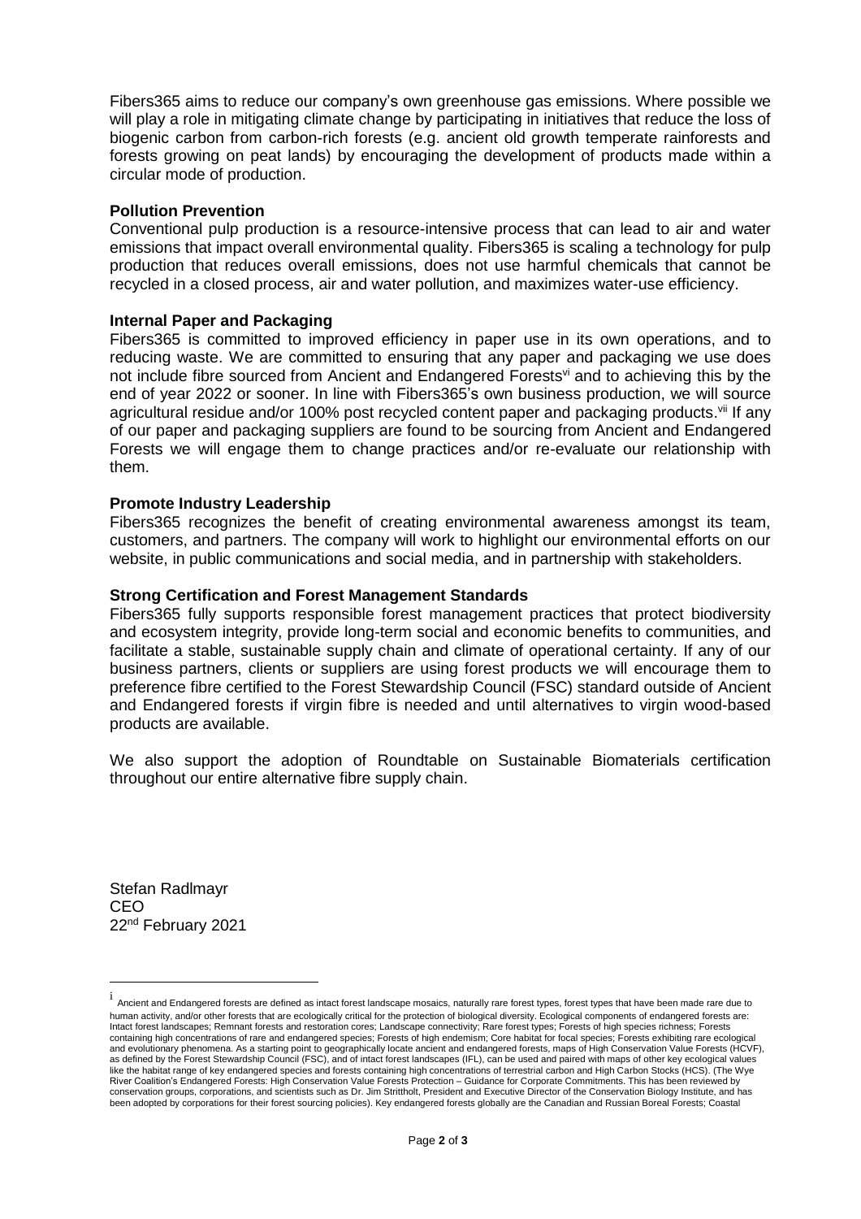Fibers365 aims to reduce our company's own greenhouse gas emissions. Where possible we will play a role in mitigating climate change by participating in initiatives that reduce the loss of biogenic carbon from carbon-rich forests (e.g. ancient old growth temperate rainforests and forests growing on peat lands) by encouraging the development of products made within a circular mode of production.

**Pollution Prevention**

Conventional pulp production is a resource-intensive process that can lead to air and water emissions that impact overall environmental quality. Fibers365 is scaling a technology for pulp production that reduces overall emissions, does not use harmful chemicals that cannot be recycled in a closed process, air and water pollution, and maximizes water-use efficiency.

**Internal Paper and Packaging**

Fibers365 is committed to improved efficiency in paper use in its own operations, and to reducing waste. We are committed to ensuring that any paper and packaging we use does not include fibre sourced from Ancient and Endangered Forests[vi] and to achieving this by the end of year 2022 or sooner. In line with Fibers365's own business production, we will source agricultural residue and/or 100% post recycled content paper and packaging products.[vii] If any of our paper and packaging suppliers are found to be sourcing from Ancient and Endangered Forests we will engage them to change practices and/or re-evaluate our relationship with them.

**Promote Industry Leadership**

Fibers365 recognizes the benefit of creating environmental awareness amongst its team, customers, and partners. The company will work to highlight our environmental efforts on our website, in public communications and social media, and in partnership with stakeholders.

**Strong Certification and Forest Management Standards**

Fibers365 fully supports responsible forest management practices that protect biodiversity and ecosystem integrity, provide long-term social and economic benefits to communities, and facilitate a stable, sustainable supply chain and climate of operational certainty. If any of our business partners, clients or suppliers are using forest products we will encourage them to preference fibre certified to the Forest Stewardship Council (FSC) standard outside of Ancient and Endangered forests if virgin fibre is needed and until alternatives to virgin wood-based products are available.

We also support the adoption of Roundtable on Sustainable Biomaterials certification throughout our entire alternative fibre supply chain.

Stefan Radlmayr
CEO
22nd February 2021

---

[i] Ancient and Endangered forests are defined as intact forest landscape mosaics, naturally rare forest types, forest types that have been made rare due to human activity, and/or other forests that are ecologically critical for the protection of biological diversity. Ecological components of endangered forests are: Intact forest landscapes; Remnant forests and restoration cores; Landscape connectivity; Rare forest types; Forests of high species richness; Forests containing high concentrations of rare and endangered species; Forests of high endemism; Core habitat for focal species; Forests exhibiting rare ecological and evolutionary phenomena. As a starting point to geographically locate ancient and endangered forests, maps of High Conservation Value Forests (HCVF), as defined by the Forest Stewardship Council (FSC), and of intact forest landscapes (IFL), can be used and paired with maps of other key ecological values like the habitat range of key endangered species and forests containing high concentrations of terrestrial carbon and High Carbon Stocks (HCS). (The Wye River Coalition's Endangered Forests: High Conservation Value Forests Protection – Guidance for Corporate Commitments. This has been reviewed by conservation groups, corporations, and scientists such as Dr. Jim Strittholt, President and Executive Director of the Conservation Biology Institute, and has been adopted by corporations for their forest sourcing policies). Key endangered forests globally are the Canadian and Russian Boreal Forests; Coastal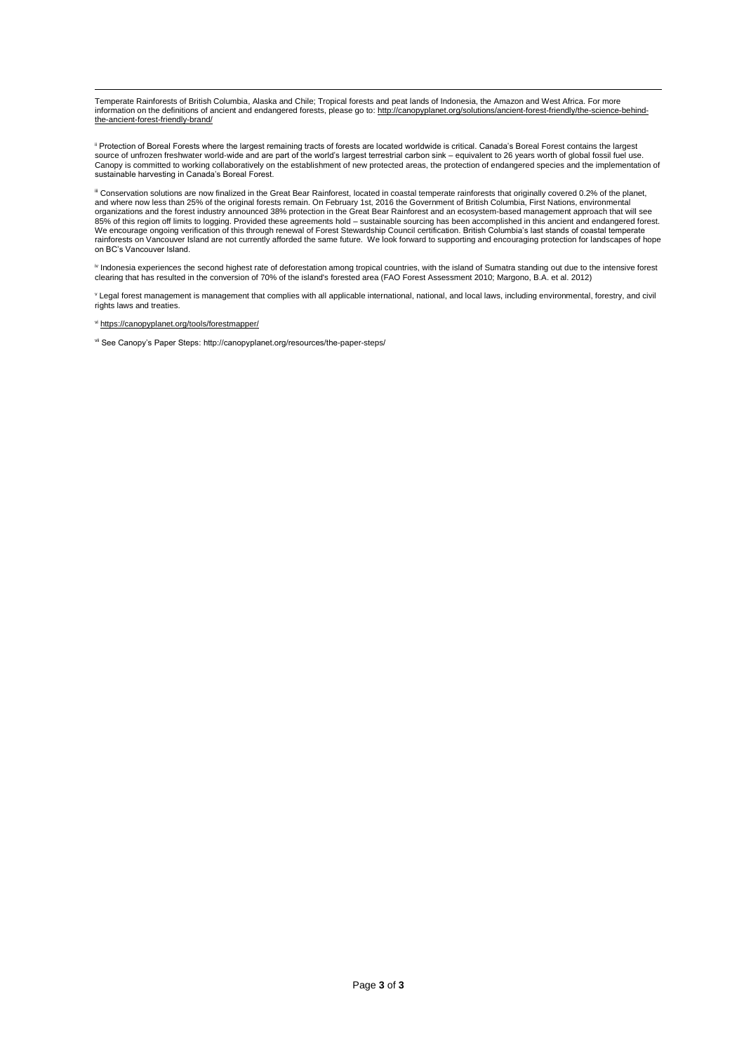Temperate Rainforests of British Columbia, Alaska and Chile; Tropical forests and peat lands of Indonesia, the Amazon and West Africa. For more information on the definitions of ancient and endangered forests, please go to: http://canopyplanet.org/solutions/ancient-forest-friendly/the-science-behind-the-ancient-forest-friendly-brand/

[ii] Protection of Boreal Forests where the largest remaining tracts of forests are located worldwide is critical. Canada's Boreal Forest contains the largest source of unfrozen freshwater world-wide and are part of the world's largest terrestrial carbon sink – equivalent to 26 years worth of global fossil fuel use. Canopy is committed to working collaboratively on the establishment of new protected areas, the protection of endangered species and the implementation of sustainable harvesting in Canada's Boreal Forest.

[iii] Conservation solutions are now finalized in the Great Bear Rainforest, located in coastal temperate rainforests that originally covered 0.2% of the planet, and where now less than 25% of the original forests remain. On February 1st, 2016 the Government of British Columbia, First Nations, environmental organizations and the forest industry announced 38% protection in the Great Bear Rainforest and an ecosystem-based management approach that will see 85% of this region off limits to logging. Provided these agreements hold – sustainable sourcing has been accomplished in this ancient and endangered forest. We encourage ongoing verification of this through renewal of Forest Stewardship Council certification. British Columbia's last stands of coastal temperate rainforests on Vancouver Island are not currently afforded the same future. We look forward to supporting and encouraging protection for landscapes of hope on BC's Vancouver Island.

[iv] Indonesia experiences the second highest rate of deforestation among tropical countries, with the island of Sumatra standing out due to the intensive forest clearing that has resulted in the conversion of 70% of the island's forested area (FAO Forest Assessment 2010; Margono, B.A. et al. 2012)

[v] Legal forest management is management that complies with all applicable international, national, and local laws, including environmental, forestry, and civil rights laws and treaties.

[vi] https://canopyplanet.org/tools/forestmapper/

[vii] See Canopy's Paper Steps: http://canopyplanet.org/resources/the-paper-steps/